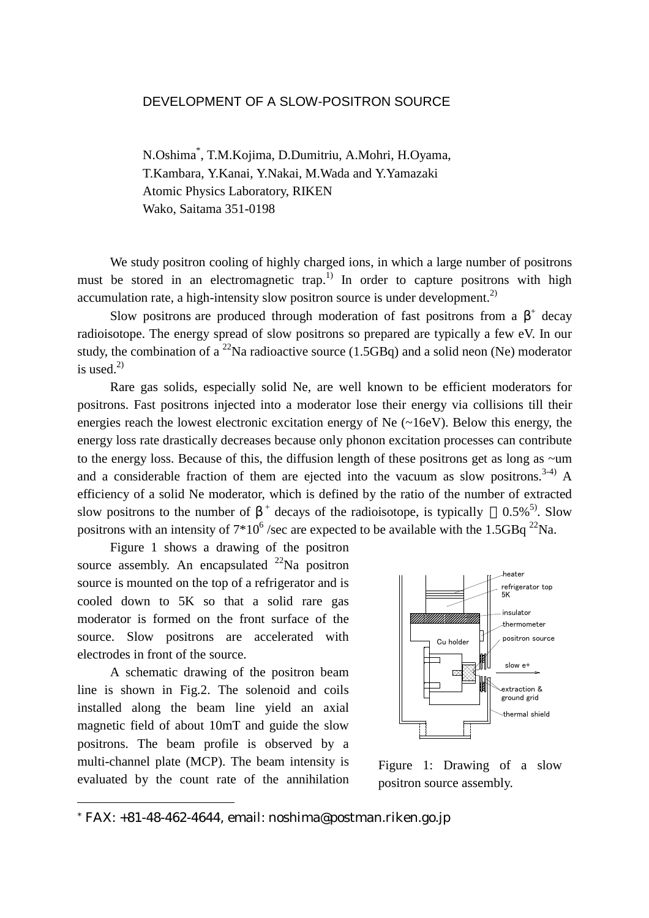# DEVELOPMENT OF A SLOW-POSITRON SOURCE

N.Oshima*, T.M.Kojima, D.Dumitriu, A.Mohri, H.Oyama, T.Kambara, Y.Kanai, Y.Nakai, M.Wada and Y.Yamazaki
Atomic Physics Laboratory, RIKEN
Wako, Saitama 351-0198

We study positron cooling of highly charged ions, in which a large number of positrons must be stored in an electromagnetic trap.[1)] In order to capture positrons with high accumulation rate, a high-intensity slow positron source is under development.[2)]

Slow positrons are produced through moderation of fast positrons from a $\beta^+$ decay radioisotope. The energy spread of slow positrons so prepared are typically a few eV. In our study, the combination of a $^{22}$Na radioactive source (1.5GBq) and a solid neon (Ne) moderator is used.[2)]

Rare gas solids, especially solid Ne, are well known to be efficient moderators for positrons. Fast positrons injected into a moderator lose their energy via collisions till their energies reach the lowest electronic excitation energy of Ne (~16eV). Below this energy, the energy loss rate drastically decreases because only phonon excitation processes can contribute to the energy loss. Because of this, the diffusion length of these positrons get as long as ~um and a considerable fraction of them are ejected into the vacuum as slow positrons.[3-4)] A efficiency of a solid Ne moderator, which is defined by the ratio of the number of extracted slow positrons to the number of $\beta^+$ decays of the radioisotope, is typically ～0.5%[5)]. Slow positrons with an intensity of $7*10^6$ /sec are expected to be available with the 1.5GBq $^{22}$Na.

Figure 1 shows a drawing of the positron source assembly. An encapsulated $^{22}$Na positron source is mounted on the top of a refrigerator and is cooled down to 5K so that a solid rare gas moderator is formed on the front surface of the source. Slow positrons are accelerated with electrodes in front of the source.

Figure 1: Drawing of a slow positron source assembly.

A schematic drawing of the positron beam line is shown in Fig.2. The solenoid and coils installed along the beam line yield an axial magnetic field of about 10mT and guide the slow positrons. The beam profile is observed by a multi-channel plate (MCP). The beam intensity is evaluated by the count rate of the annihilation

---

* FAX: +81-48-462-4644, email: noshima@postman.riken.go.jp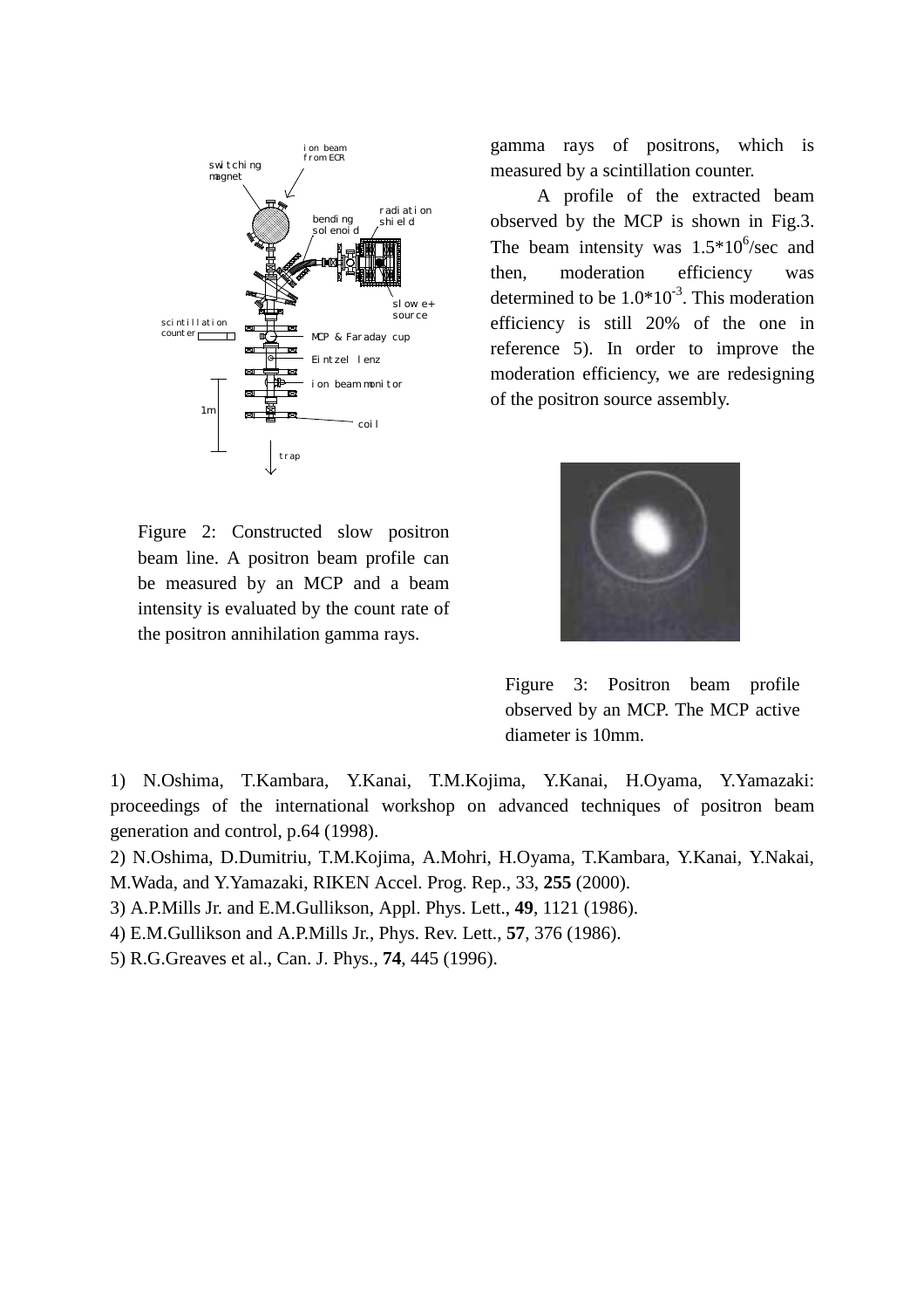ion beam
from ECR

switching
magnet

radiation
shield

bending
solenoid

slow e+
source

scintillation
counter

MCP & Faraday cup

Eintzel lenz

ion beam monitor

1m

coil

trap

Figure 2: Constructed slow positron beam line. A positron beam profile can be measured by an MCP and a beam intensity is evaluated by the count rate of the positron annihilation gamma rays.

gamma rays of positrons, which is measured by a scintillation counter.

A profile of the extracted beam observed by the MCP is shown in Fig.3. The beam intensity was $1.5*10^{6}$/sec and then, moderation efficiency was determined to be $1.0*10^{-3}$. This moderation efficiency is still 20% of the one in reference 5). In order to improve the moderation efficiency, we are redesigning of the positron source assembly.

Figure 3: Positron beam profile observed by an MCP. The MCP active diameter is 10mm.

1) N.Oshima, T.Kambara, Y.Kanai, T.M.Kojima, Y.Kanai, H.Oyama, Y.Yamazaki: proceedings of the international workshop on advanced techniques of positron beam generation and control, p.64 (1998).

2) N.Oshima, D.Dumitriu, T.M.Kojima, A.Mohri, H.Oyama, T.Kambara, Y.Kanai, Y.Nakai, M.Wada, and Y.Yamazaki, RIKEN Accel. Prog. Rep., 33, **255** (2000).

3) A.P.Mills Jr. and E.M.Gullikson, Appl. Phys. Lett., **49**, 1121 (1986).

4) E.M.Gullikson and A.P.Mills Jr., Phys. Rev. Lett., **57**, 376 (1986).

5) R.G.Greaves et al., Can. J. Phys., **74**, 445 (1996).